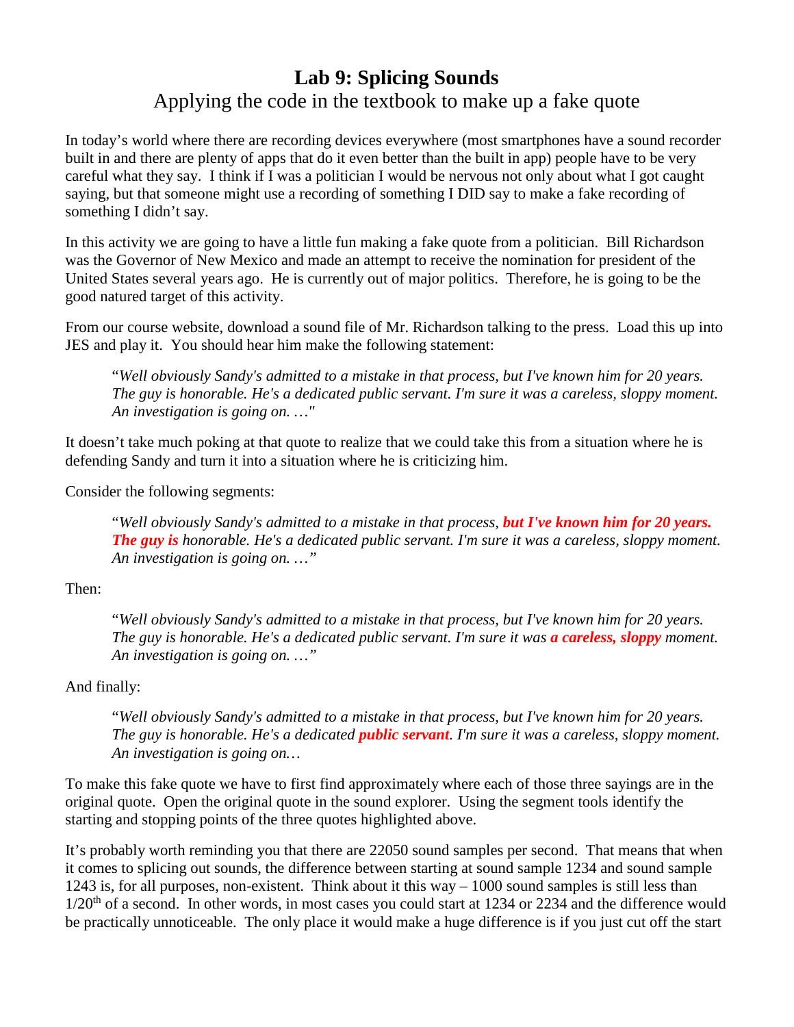# Lab 9: Splicing Sounds

## Applying the code in the textbook to make up a fake quote

In today's world where there are recording devices everywhere (most smartphones have a sound recorder built in and there are plenty of apps that do it even better than the built in app) people have to be very careful what they say. I think if I was a politician I would be nervous not only about what I got caught saying, but that someone might use a recording of something I DID say to make a fake recording of something I didn't say.

In this activity we are going to have a little fun making a fake quote from a politician. Bill Richardson was the Governor of New Mexico and made an attempt to receive the nomination for president of the United States several years ago. He is currently out of major politics. Therefore, he is going to be the good natured target of this activity.

From our course website, download a sound file of Mr. Richardson talking to the press. Load this up into JES and play it. You should hear him make the following statement:

> "*Well obviously Sandy's admitted to a mistake in that process, but I've known him for 20 years. The guy is honorable. He's a dedicated public servant. I'm sure it was a careless, sloppy moment. An investigation is going on. …"*

It doesn't take much poking at that quote to realize that we could take this from a situation where he is defending Sandy and turn it into a situation where he is criticizing him.

Consider the following segments:

> "*Well obviously Sandy's admitted to a mistake in that process, **but I've known him for 20 years. The guy is** honorable. He's a dedicated public servant. I'm sure it was a careless, sloppy moment. An investigation is going on. …"*

Then:

> "*Well obviously Sandy's admitted to a mistake in that process, but I've known him for 20 years. The guy is honorable. He's a dedicated public servant. I'm sure it was **a careless, sloppy** moment. An investigation is going on. …"*

And finally:

> "*Well obviously Sandy's admitted to a mistake in that process, but I've known him for 20 years. The guy is honorable. He's a dedicated **public servant**. I'm sure it was a careless, sloppy moment. An investigation is going on…*

To make this fake quote we have to first find approximately where each of those three sayings are in the original quote. Open the original quote in the sound explorer. Using the segment tools identify the starting and stopping points of the three quotes highlighted above.

It's probably worth reminding you that there are 22050 sound samples per second. That means that when it comes to splicing out sounds, the difference between starting at sound sample 1234 and sound sample 1243 is, for all purposes, non-existent. Think about it this way – 1000 sound samples is still less than 1/20th of a second. In other words, in most cases you could start at 1234 or 2234 and the difference would be practically unnoticeable. The only place it would make a huge difference is if you just cut off the start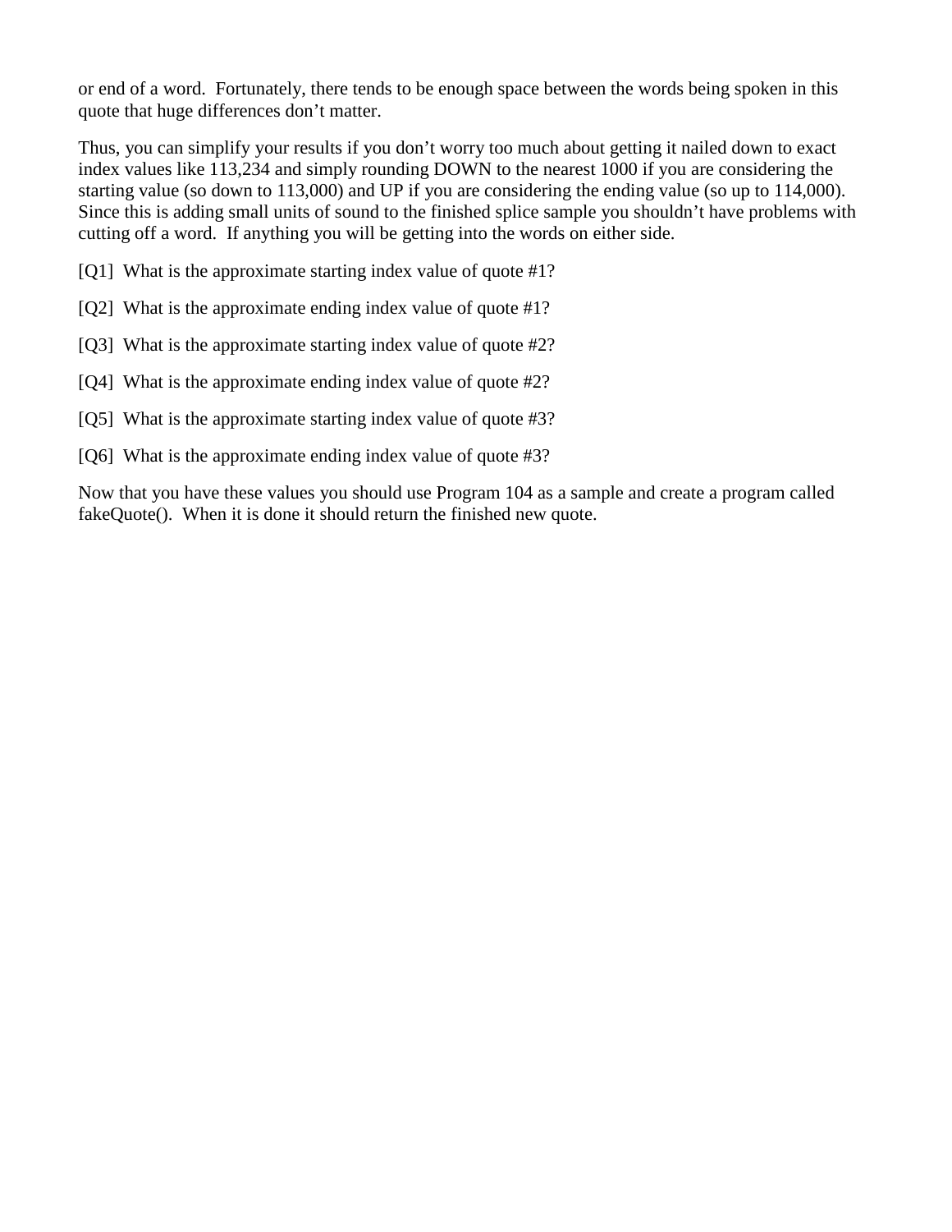or end of a word. Fortunately, there tends to be enough space between the words being spoken in this quote that huge differences don't matter.

Thus, you can simplify your results if you don't worry too much about getting it nailed down to exact index values like 113,234 and simply rounding DOWN to the nearest 1000 if you are considering the starting value (so down to 113,000) and UP if you are considering the ending value (so up to 114,000). Since this is adding small units of sound to the finished splice sample you shouldn't have problems with cutting off a word. If anything you will be getting into the words on either side.

[Q1] What is the approximate starting index value of quote #1?

[Q2] What is the approximate ending index value of quote #1?

[Q3] What is the approximate starting index value of quote #2?

[Q4] What is the approximate ending index value of quote #2?

[Q5] What is the approximate starting index value of quote #3?

[Q6] What is the approximate ending index value of quote #3?

Now that you have these values you should use Program 104 as a sample and create a program called fakeQuote(). When it is done it should return the finished new quote.